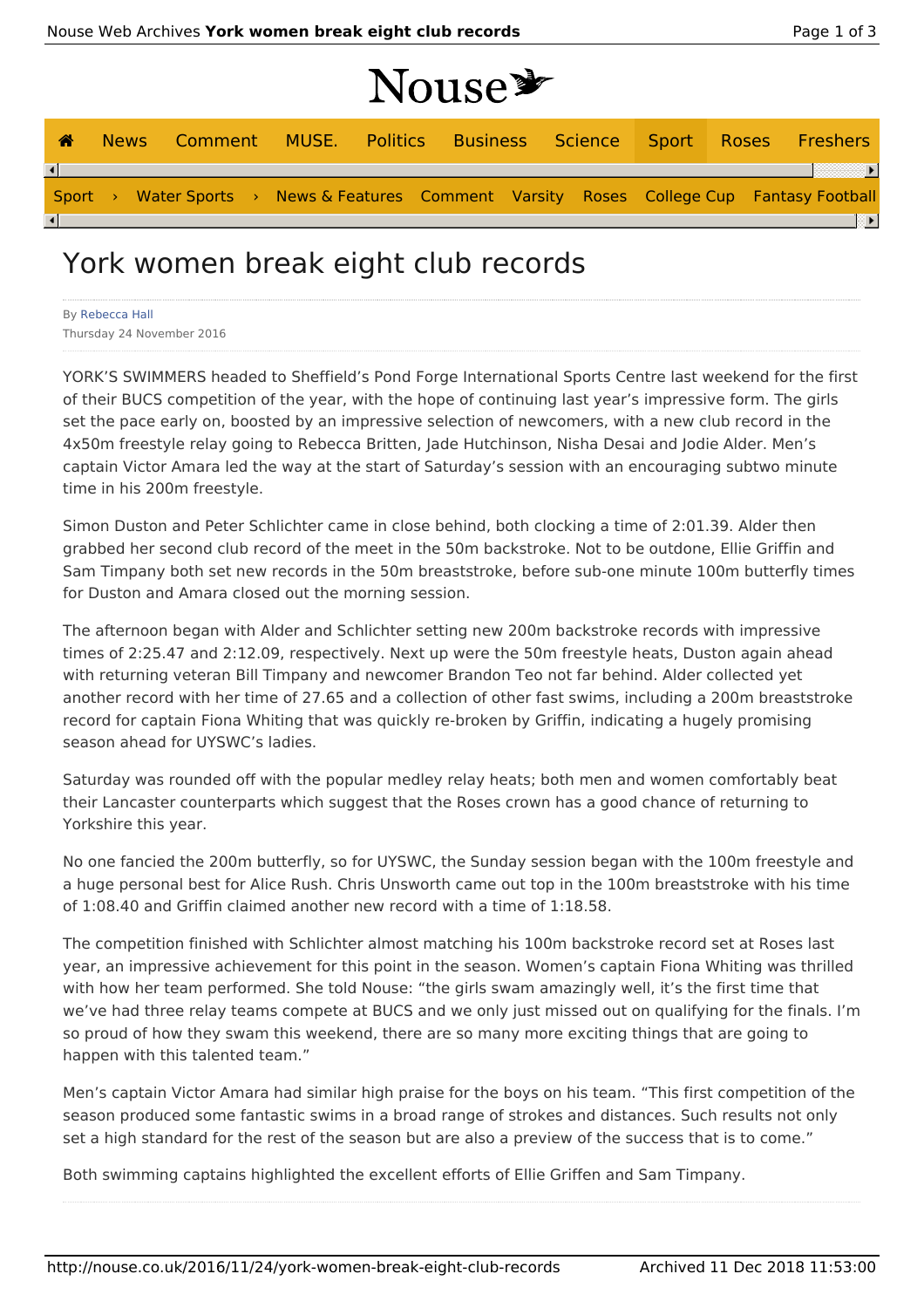# York women break eight club records

By Rebecca Hall
Thursday 24 November 2016

YORK'S SWIMMERS headed to Sheffield's Pond Forge International Sports Centre last weekend for the first of their BUCS competition of the year, with the hope of continuing last year's impressive form. The girls set the pace early on, boosted by an impressive selection of newcomers, with a new club record in the 4x50m freestyle relay going to Rebecca Britten, Jade Hutchinson, Nisha Desai and Jodie Alder. Men's captain Victor Amara led the way at the start of Saturday's session with an encouraging subtwo minute time in his 200m freestyle.

Simon Duston and Peter Schlichter came in close behind, both clocking a time of 2:01.39. Alder then grabbed her second club record of the meet in the 50m backstroke. Not to be outdone, Ellie Griffin and Sam Timpany both set new records in the 50m breaststroke, before sub-one minute 100m butterfly times for Duston and Amara closed out the morning session.

The afternoon began with Alder and Schlichter setting new 200m backstroke records with impressive times of 2:25.47 and 2:12.09, respectively. Next up were the 50m freestyle heats, Duston again ahead with returning veteran Bill Timpany and newcomer Brandon Teo not far behind. Alder collected yet another record with her time of 27.65 and a collection of other fast swims, including a 200m breaststroke record for captain Fiona Whiting that was quickly re-broken by Griffin, indicating a hugely promising season ahead for UYSWC's ladies.

Saturday was rounded off with the popular medley relay heats; both men and women comfortably beat their Lancaster counterparts which suggest that the Roses crown has a good chance of returning to Yorkshire this year.

No one fancied the 200m butterfly, so for UYSWC, the Sunday session began with the 100m freestyle and a huge personal best for Alice Rush. Chris Unsworth came out top in the 100m breaststroke with his time of 1:08.40 and Griffin claimed another new record with a time of 1:18.58.

The competition finished with Schlichter almost matching his 100m backstroke record set at Roses last year, an impressive achievement for this point in the season. Women's captain Fiona Whiting was thrilled with how her team performed. She told Nouse: "the girls swam amazingly well, it's the first time that we've had three relay teams compete at BUCS and we only just missed out on qualifying for the finals. I'm so proud of how they swam this weekend, there are so many more exciting things that are going to happen with this talented team."

Men's captain Victor Amara had similar high praise for the boys on his team. "This first competition of the season produced some fantastic swims in a broad range of strokes and distances. Such results not only set a high standard for the rest of the season but are also a preview of the success that is to come."

Both swimming captains highlighted the excellent efforts of Ellie Griffen and Sam Timpany.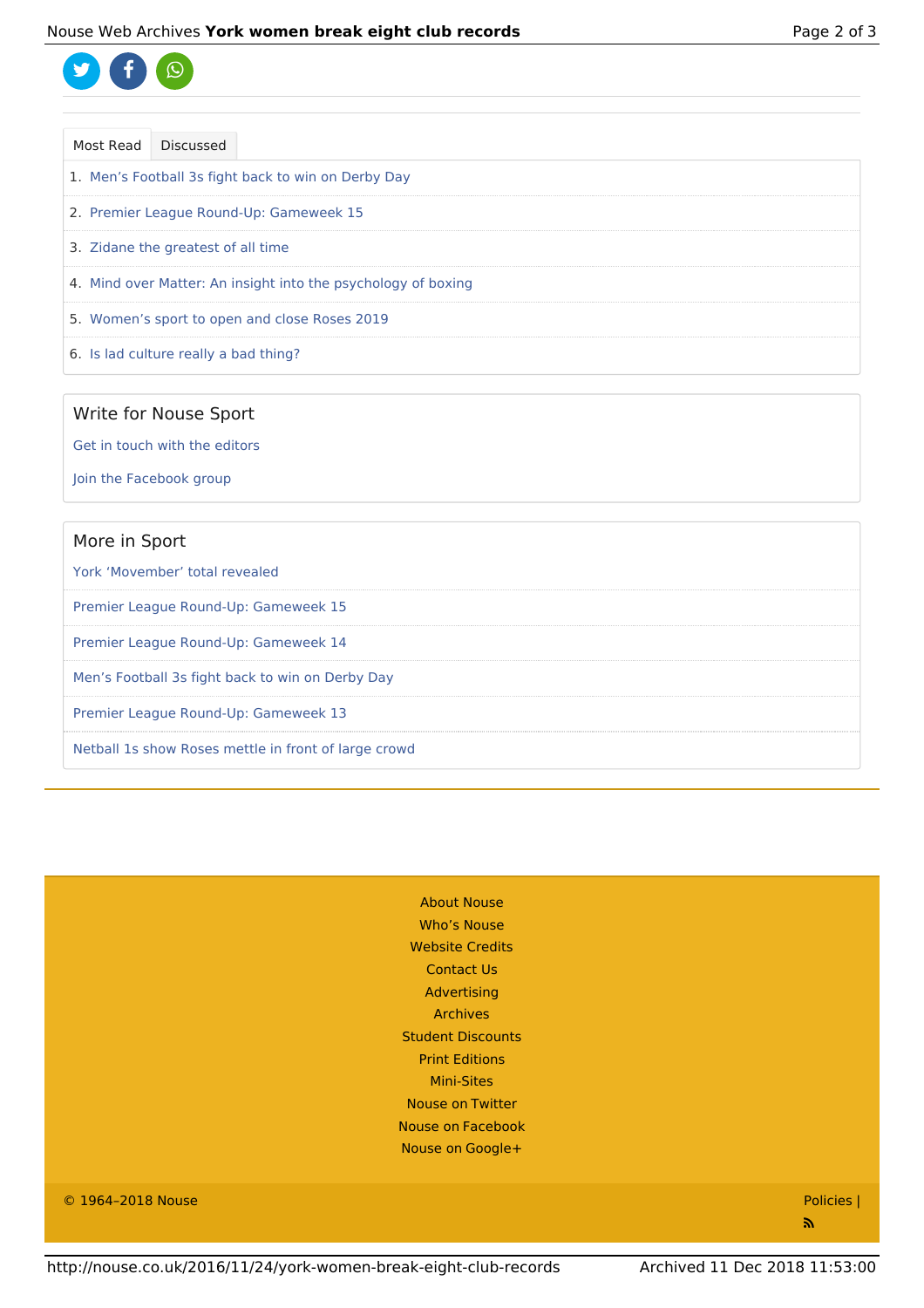Most Read | Discussed

1. Men's Football 3s fight back to win on Derby Day
2. Premier League Round-Up: Gameweek 15
3. Zidane the greatest of all time
4. Mind over Matter: An insight into the psychology of boxing
5. Women's sport to open and close Roses 2019
6. Is lad culture really a bad thing?

## Write for Nouse Sport

Get in touch with the editors

Join the Facebook group

## More in Sport

York 'Movember' total revealed

Premier League Round-Up: Gameweek 15

Premier League Round-Up: Gameweek 14

Men's Football 3s fight back to win on Derby Day

Premier League Round-Up: Gameweek 13

Netball 1s show Roses mettle in front of large crowd

About Nouse
Who's Nouse
Website Credits
Contact Us
Advertising
Archives
Student Discounts
Print Editions
Mini-Sites
Nouse on Twitter
Nouse on Facebook
Nouse on Google+

© 1964–2018 Nouse

Policies |